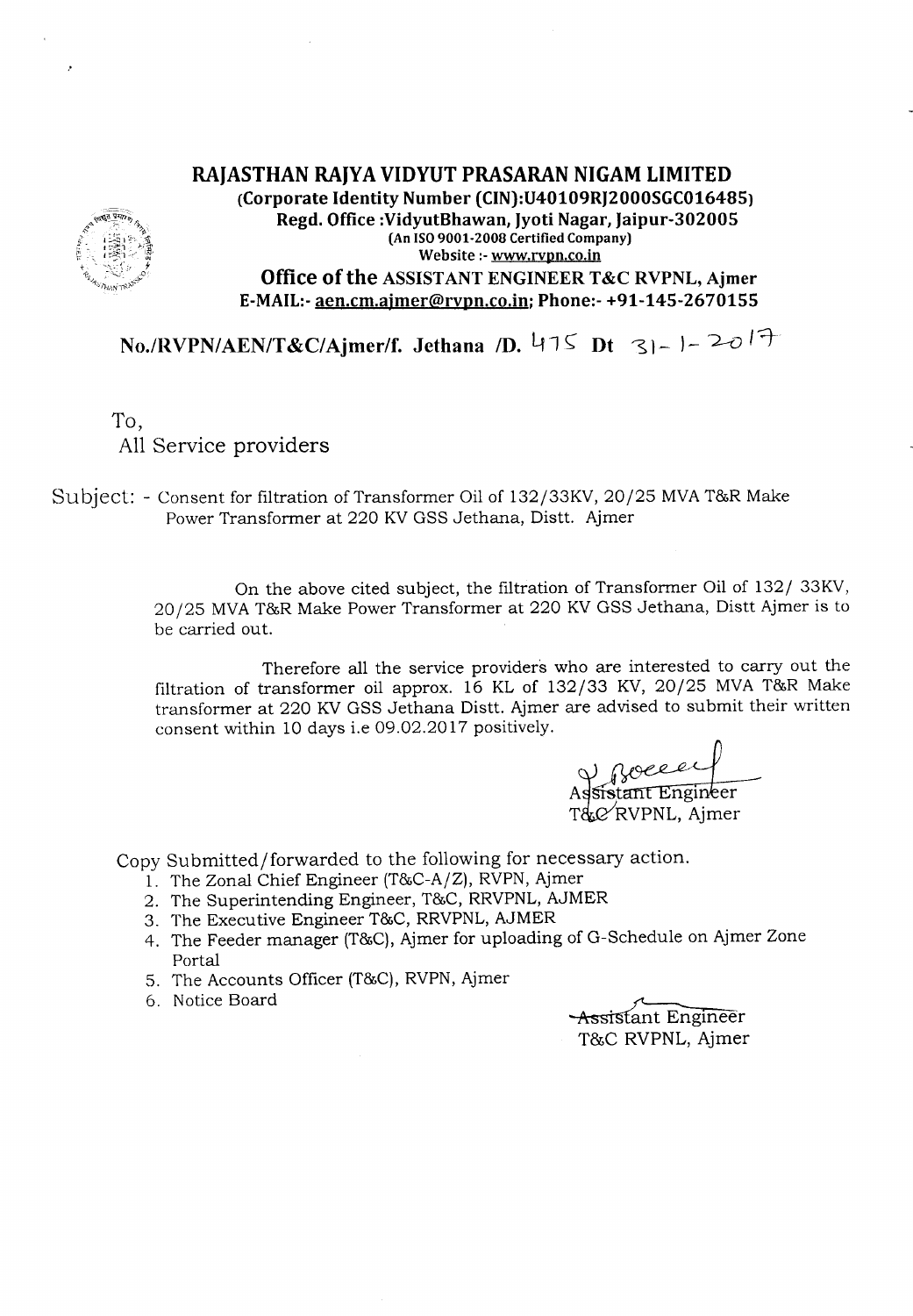# RAJASTHAN RAJYA VIDYUT PRASARAN NIGAM LIMITED

**(Corporate Identity Number (CIN):U40109RJ2000SGC016485)**

**Regd. Office :VidyutBhawan, Jyoti Nagar, Jaipur-302005**

**(An ISO 9001-2008 Certified Company)**

**Website :- www.rvpn.co.in**

**Office of the ASSISTANT ENGINEER T&C RVPNL, Ajmer**

**E-MAIL:- aen.cm.ajmer@rvpn.co.in; Phone:- +91-145-2670155**

**No./RVPN/AEN/T&C/Ajmer/f. Jethana /D. 475 Dt 31-1-2017**

To,

All Service providers

Subject: - Consent for filtration of Transformer Oil of 132/33KV, 20/25 MVA T&R Make Power Transformer at 220 KV GSS Jethana, Distt. Ajmer

On the above cited subject, the filtration of Transformer Oil of 132/ 33KV, 20/25 MVA T&R Make Power Transformer at 220 KV GSS Jethana, Distt Ajmer is to be carried out.

Therefore all the service providers who are interested to carry out the filtration of transformer oil approx. 16 KL of 132/33 KV, 20/25 MVA T&R Make transformer at 220 KV GSS Jethana Distt. Ajmer are advised to submit their written consent within 10 days i.e 09.02.2017 positively.

Assistant Engineer
T&C RVPNL, Ajmer

Copy Submitted/forwarded to the following for necessary action.

1. The Zonal Chief Engineer (T&C-A/Z), RVPN, Ajmer
2. The Superintending Engineer, T&C, RRVPNL, AJMER
3. The Executive Engineer T&C, RRVPNL, AJMER
4. The Feeder manager (T&C), Ajmer for uploading of G-Schedule on Ajmer Zone Portal
5. The Accounts Officer (T&C), RVPN, Ajmer
6. Notice Board

Assistant Engineer
T&C RVPNL, Ajmer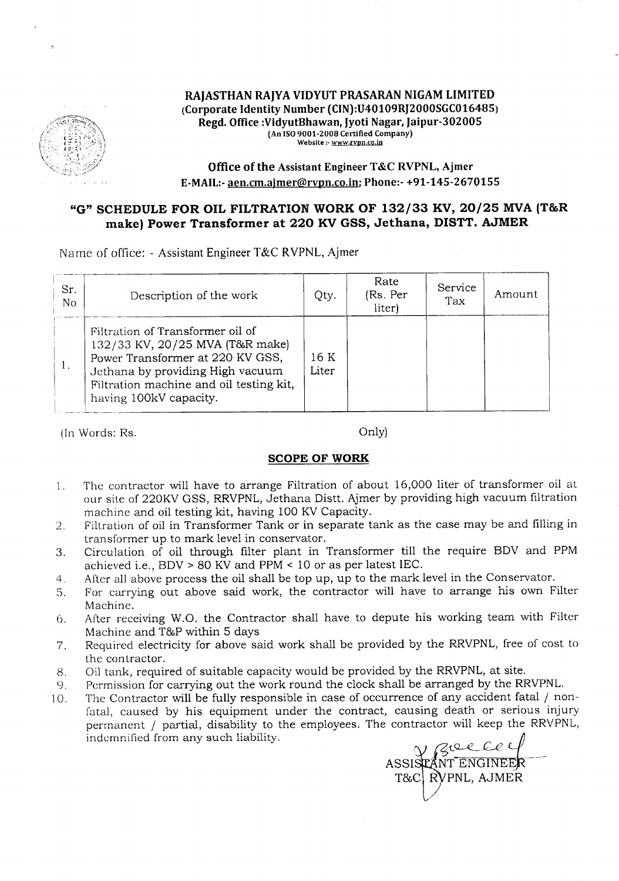# RAJASTHAN RAJYA VIDYUT PRASARAN NIGAM LIMITED

(Corporate Identity Number (CIN):U40109RJ2000SGC016485)

Regd. Office :VidyutBhawan, Jyoti Nagar, Jaipur-302005

(An ISO 9001-2008 Certified Company)

Website :- www.rvpn.co.in

## Office of the Assistant Engineer T&C RVPNL, Ajmer

E-MAIL:- aen.cm.ajmer@rvpn.co.in; Phone:- +91-145-2670155

## "G" SCHEDULE FOR OIL FILTRATION WORK OF 132/33 KV, 20/25 MVA (T&R make) Power Transformer at 220 KV GSS, Jethana, DISTT. AJMER

Name of office: - Assistant Engineer T&C RVPNL, Ajmer

| Sr. No | Description of the work | Qty. | Rate (Rs. Per liter) | Service Tax | Amount |
|---|---|---|---|---|---|
| 1. | Filtration of Transformer oil of 132/33 KV, 20/25 MVA (T&R make) Power Transformer at 220 KV GSS, Jethana by providing High vacuum Filtration machine and oil testing kit, having 100kV capacity. | 16 K Liter | | | |

(In Words: Rs. Only)

### SCOPE OF WORK

1. The contractor will have to arrange Filtration of about 16,000 liter of transformer oil at our site of 220KV GSS, RRVPNL, Jethana Distt. Ajmer by providing high vacuum filtration machine and oil testing kit, having 100 KV Capacity.
2. Filtration of oil in Transformer Tank or in separate tank as the case may be and filling in transformer up to mark level in conservator.
3. Circulation of oil through filter plant in Transformer till the require BDV and PPM achieved i.e., BDV > 80 KV and PPM < 10 or as per latest IEC.
4. After all above process the oil shall be top up, up to the mark level in the Conservator.
5. For carrying out above said work, the contractor will have to arrange his own Filter Machine.
6. After receiving W.O. the Contractor shall have to depute his working team with Filter Machine and T&P within 5 days
7. Required electricity for above said work shall be provided by the RRVPNL, free of cost to the contractor.
8. Oil tank, required of suitable capacity would be provided by the RRVPNL, at site.
9. Permission for carrying out the work round the clock shall be arranged by the RRVPNL.
10. The Contractor will be fully responsible in case of occurrence of any accident fatal / non-fatal, caused by his equipment under the contract, causing death or serious injury permanent / partial, disability to the employees. The contractor will keep the RRVPNL, indemnified from any such liability.

ASSISTANT ENGINEER
T&C RVPNL, AJMER